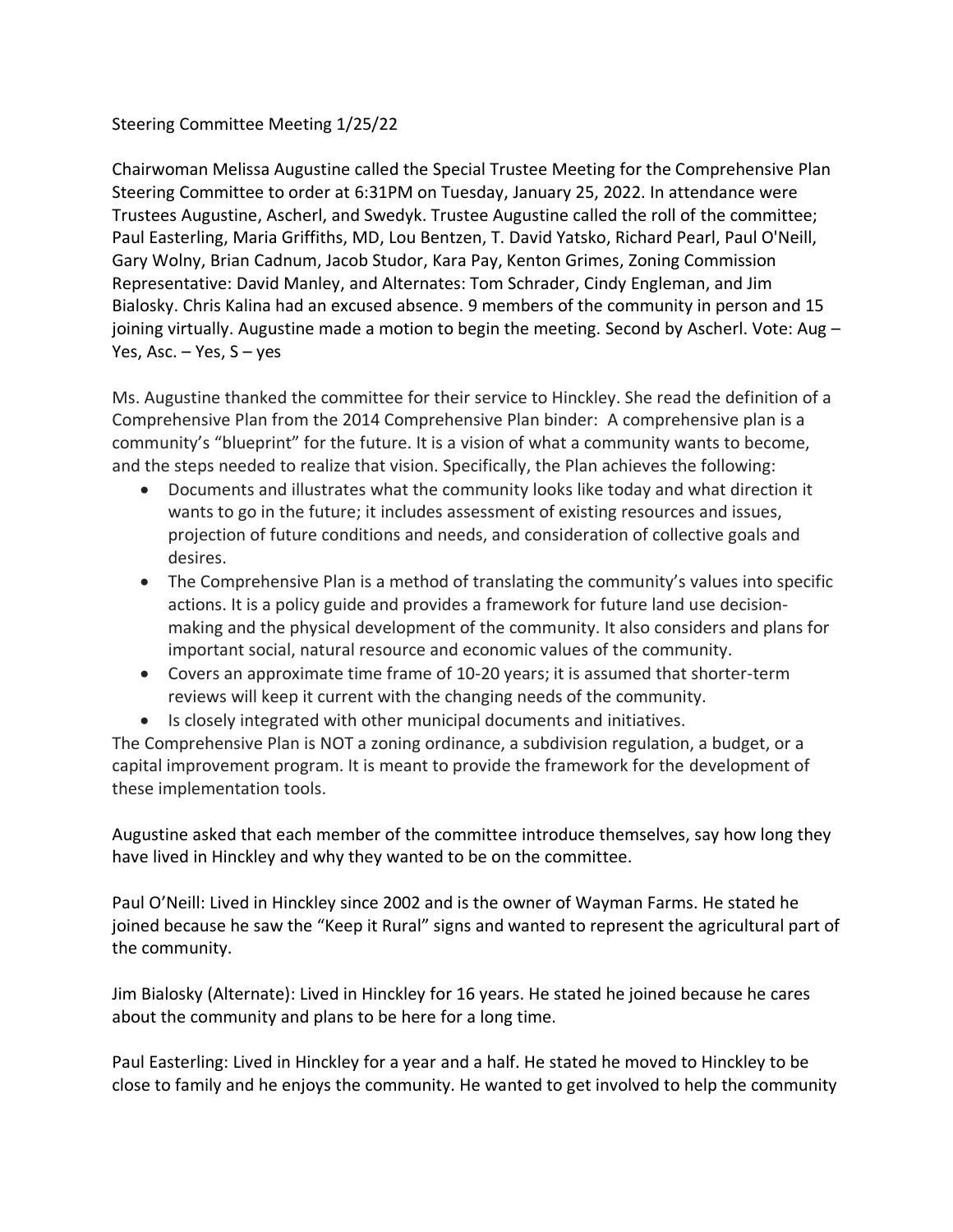Steering Committee Meeting 1/25/22

Chairwoman Melissa Augustine called the Special Trustee Meeting for the Comprehensive Plan Steering Committee to order at 6:31PM on Tuesday, January 25, 2022. In attendance were Trustees Augustine, Ascherl, and Swedyk. Trustee Augustine called the roll of the committee; Paul Easterling, Maria Griffiths, MD, Lou Bentzen, T. David Yatsko, Richard Pearl, Paul O'Neill, Gary Wolny, Brian Cadnum, Jacob Studor, Kara Pay, Kenton Grimes, Zoning Commission Representative: David Manley, and Alternates: Tom Schrader, Cindy Engleman, and Jim Bialosky. Chris Kalina had an excused absence. 9 members of the community in person and 15 joining virtually. Augustine made a motion to begin the meeting. Second by Ascherl. Vote: Aug – Yes, Asc. – Yes, S – yes

Ms. Augustine thanked the committee for their service to Hinckley. She read the definition of a Comprehensive Plan from the 2014 Comprehensive Plan binder: A comprehensive plan is a community's "blueprint" for the future. It is a vision of what a community wants to become, and the steps needed to realize that vision. Specifically, the Plan achieves the following:

- Documents and illustrates what the community looks like today and what direction it wants to go in the future; it includes assessment of existing resources and issues, projection of future conditions and needs, and consideration of collective goals and desires.
- The Comprehensive Plan is a method of translating the community's values into specific actions. It is a policy guide and provides a framework for future land use decision-making and the physical development of the community. It also considers and plans for important social, natural resource and economic values of the community.
- Covers an approximate time frame of 10-20 years; it is assumed that shorter-term reviews will keep it current with the changing needs of the community.
- Is closely integrated with other municipal documents and initiatives.

The Comprehensive Plan is NOT a zoning ordinance, a subdivision regulation, a budget, or a capital improvement program. It is meant to provide the framework for the development of these implementation tools.

Augustine asked that each member of the committee introduce themselves, say how long they have lived in Hinckley and why they wanted to be on the committee.

Paul O'Neill: Lived in Hinckley since 2002 and is the owner of Wayman Farms. He stated he joined because he saw the "Keep it Rural" signs and wanted to represent the agricultural part of the community.

Jim Bialosky (Alternate): Lived in Hinckley for 16 years. He stated he joined because he cares about the community and plans to be here for a long time.

Paul Easterling: Lived in Hinckley for a year and a half. He stated he moved to Hinckley to be close to family and he enjoys the community. He wanted to get involved to help the community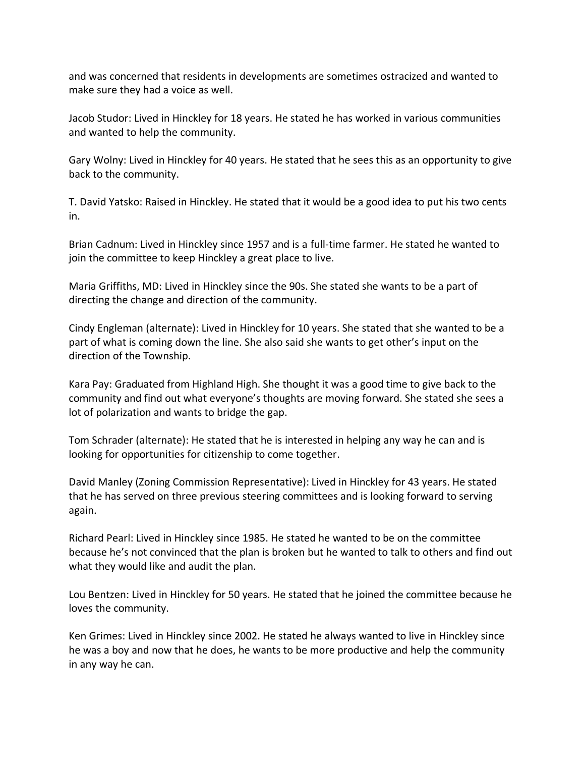and was concerned that residents in developments are sometimes ostracized and wanted to make sure they had a voice as well.

Jacob Studor: Lived in Hinckley for 18 years. He stated he has worked in various communities and wanted to help the community.

Gary Wolny: Lived in Hinckley for 40 years. He stated that he sees this as an opportunity to give back to the community.

T. David Yatsko: Raised in Hinckley. He stated that it would be a good idea to put his two cents in.

Brian Cadnum: Lived in Hinckley since 1957 and is a full-time farmer. He stated he wanted to join the committee to keep Hinckley a great place to live.

Maria Griffiths, MD: Lived in Hinckley since the 90s. She stated she wants to be a part of directing the change and direction of the community.

Cindy Engleman (alternate): Lived in Hinckley for 10 years. She stated that she wanted to be a part of what is coming down the line. She also said she wants to get other's input on the direction of the Township.

Kara Pay: Graduated from Highland High. She thought it was a good time to give back to the community and find out what everyone's thoughts are moving forward. She stated she sees a lot of polarization and wants to bridge the gap.

Tom Schrader (alternate): He stated that he is interested in helping any way he can and is looking for opportunities for citizenship to come together.

David Manley (Zoning Commission Representative): Lived in Hinckley for 43 years. He stated that he has served on three previous steering committees and is looking forward to serving again.

Richard Pearl: Lived in Hinckley since 1985. He stated he wanted to be on the committee because he's not convinced that the plan is broken but he wanted to talk to others and find out what they would like and audit the plan.

Lou Bentzen: Lived in Hinckley for 50 years. He stated that he joined the committee because he loves the community.

Ken Grimes: Lived in Hinckley since 2002. He stated he always wanted to live in Hinckley since he was a boy and now that he does, he wants to be more productive and help the community in any way he can.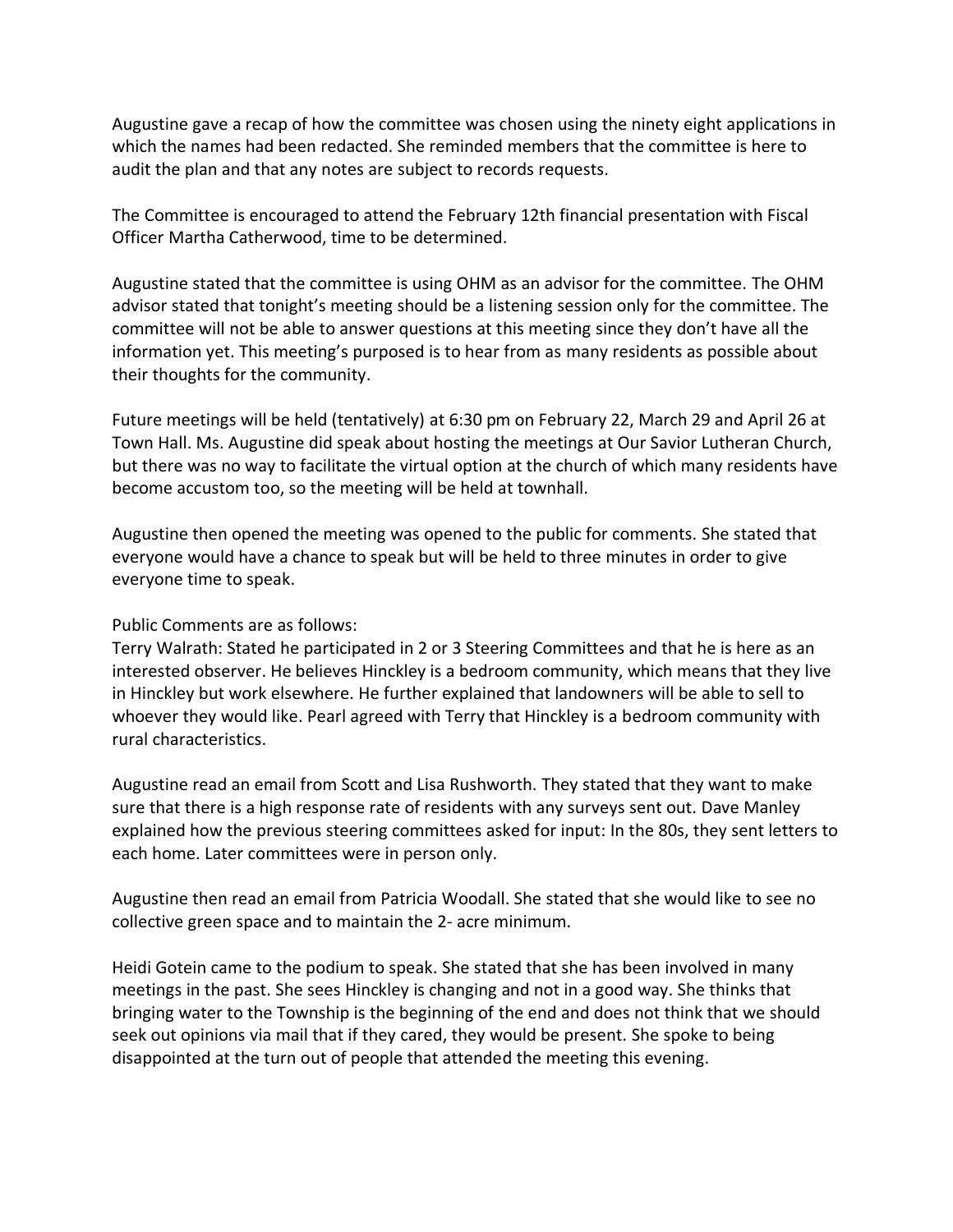Augustine gave a recap of how the committee was chosen using the ninety eight applications in which the names had been redacted. She reminded members that the committee is here to audit the plan and that any notes are subject to records requests.

The Committee is encouraged to attend the February 12th financial presentation with Fiscal Officer Martha Catherwood, time to be determined.

Augustine stated that the committee is using OHM as an advisor for the committee. The OHM advisor stated that tonight's meeting should be a listening session only for the committee. The committee will not be able to answer questions at this meeting since they don't have all the information yet. This meeting's purposed is to hear from as many residents as possible about their thoughts for the community.

Future meetings will be held (tentatively) at 6:30 pm on February 22, March 29 and April 26 at Town Hall. Ms. Augustine did speak about hosting the meetings at Our Savior Lutheran Church, but there was no way to facilitate the virtual option at the church of which many residents have become accustom too, so the meeting will be held at townhall.

Augustine then opened the meeting was opened to the public for comments. She stated that everyone would have a chance to speak but will be held to three minutes in order to give everyone time to speak.

Public Comments are as follows:
Terry Walrath: Stated he participated in 2 or 3 Steering Committees and that he is here as an interested observer. He believes Hinckley is a bedroom community, which means that they live in Hinckley but work elsewhere. He further explained that landowners will be able to sell to whoever they would like. Pearl agreed with Terry that Hinckley is a bedroom community with rural characteristics.

Augustine read an email from Scott and Lisa Rushworth. They stated that they want to make sure that there is a high response rate of residents with any surveys sent out. Dave Manley explained how the previous steering committees asked for input: In the 80s, they sent letters to each home. Later committees were in person only.

Augustine then read an email from Patricia Woodall. She stated that she would like to see no collective green space and to maintain the 2- acre minimum.

Heidi Gotein came to the podium to speak. She stated that she has been involved in many meetings in the past. She sees Hinckley is changing and not in a good way. She thinks that bringing water to the Township is the beginning of the end and does not think that we should seek out opinions via mail that if they cared, they would be present. She spoke to being disappointed at the turn out of people that attended the meeting this evening.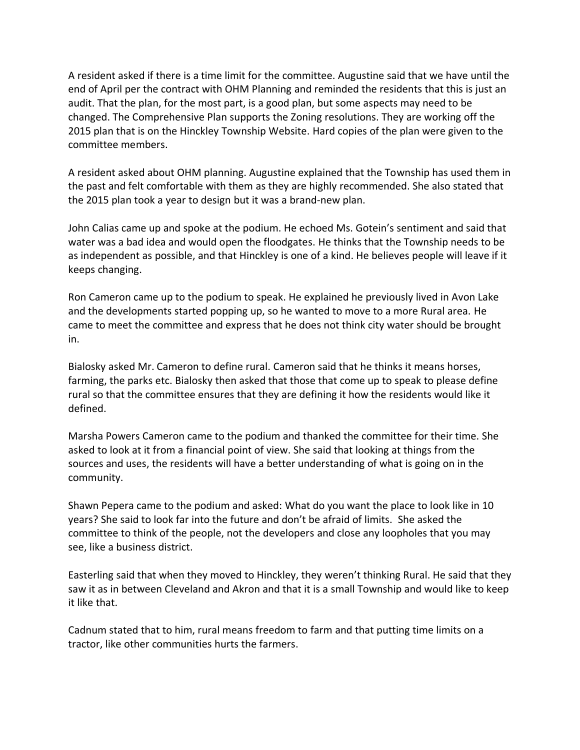A resident asked if there is a time limit for the committee. Augustine said that we have until the end of April per the contract with OHM Planning and reminded the residents that this is just an audit. That the plan, for the most part, is a good plan, but some aspects may need to be changed. The Comprehensive Plan supports the Zoning resolutions. They are working off the 2015 plan that is on the Hinckley Township Website. Hard copies of the plan were given to the committee members.

A resident asked about OHM planning. Augustine explained that the Township has used them in the past and felt comfortable with them as they are highly recommended. She also stated that the 2015 plan took a year to design but it was a brand-new plan.

John Calias came up and spoke at the podium. He echoed Ms. Gotein's sentiment and said that water was a bad idea and would open the floodgates. He thinks that the Township needs to be as independent as possible, and that Hinckley is one of a kind. He believes people will leave if it keeps changing.

Ron Cameron came up to the podium to speak. He explained he previously lived in Avon Lake and the developments started popping up, so he wanted to move to a more Rural area. He came to meet the committee and express that he does not think city water should be brought in.

Bialosky asked Mr. Cameron to define rural. Cameron said that he thinks it means horses, farming, the parks etc. Bialosky then asked that those that come up to speak to please define rural so that the committee ensures that they are defining it how the residents would like it defined.

Marsha Powers Cameron came to the podium and thanked the committee for their time. She asked to look at it from a financial point of view. She said that looking at things from the sources and uses, the residents will have a better understanding of what is going on in the community.

Shawn Pepera came to the podium and asked: What do you want the place to look like in 10 years? She said to look far into the future and don't be afraid of limits. She asked the committee to think of the people, not the developers and close any loopholes that you may see, like a business district.

Easterling said that when they moved to Hinckley, they weren't thinking Rural. He said that they saw it as in between Cleveland and Akron and that it is a small Township and would like to keep it like that.

Cadnum stated that to him, rural means freedom to farm and that putting time limits on a tractor, like other communities hurts the farmers.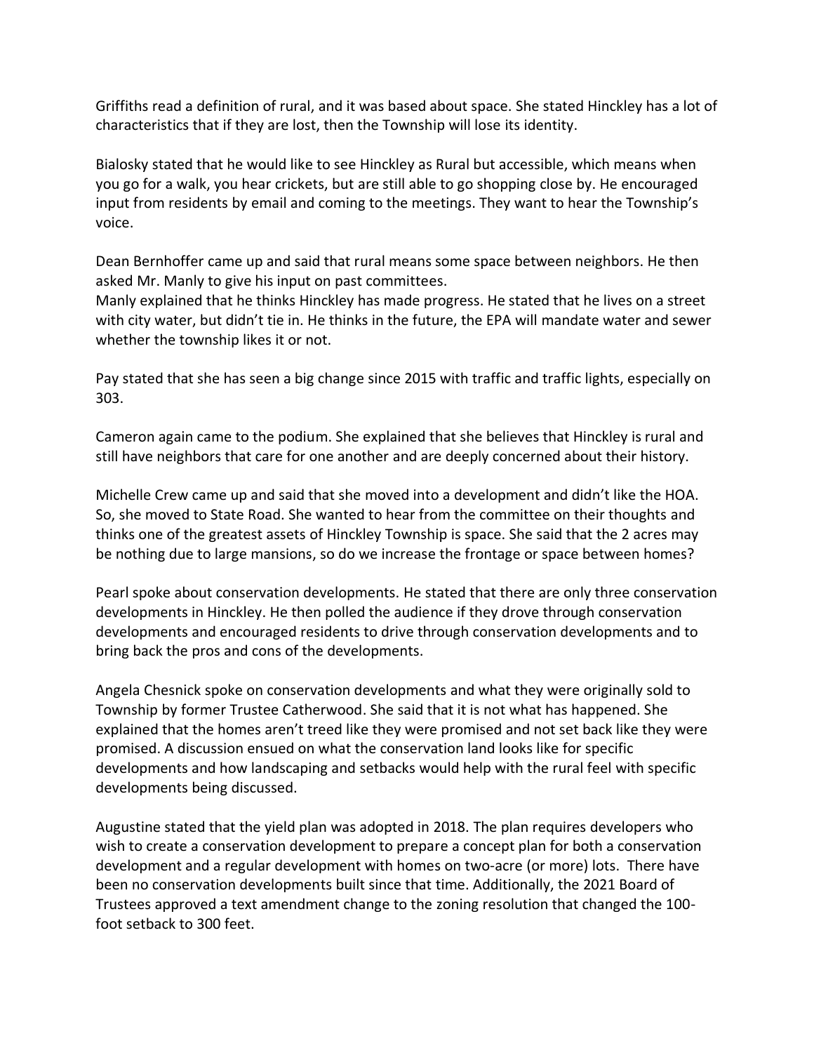Griffiths read a definition of rural, and it was based about space. She stated Hinckley has a lot of characteristics that if they are lost, then the Township will lose its identity.

Bialosky stated that he would like to see Hinckley as Rural but accessible, which means when you go for a walk, you hear crickets, but are still able to go shopping close by. He encouraged input from residents by email and coming to the meetings. They want to hear the Township's voice.

Dean Bernhoffer came up and said that rural means some space between neighbors. He then asked Mr. Manly to give his input on past committees.

Manly explained that he thinks Hinckley has made progress. He stated that he lives on a street with city water, but didn't tie in. He thinks in the future, the EPA will mandate water and sewer whether the township likes it or not.

Pay stated that she has seen a big change since 2015 with traffic and traffic lights, especially on 303.

Cameron again came to the podium. She explained that she believes that Hinckley is rural and still have neighbors that care for one another and are deeply concerned about their history.

Michelle Crew came up and said that she moved into a development and didn't like the HOA. So, she moved to State Road. She wanted to hear from the committee on their thoughts and thinks one of the greatest assets of Hinckley Township is space. She said that the 2 acres may be nothing due to large mansions, so do we increase the frontage or space between homes?

Pearl spoke about conservation developments. He stated that there are only three conservation developments in Hinckley. He then polled the audience if they drove through conservation developments and encouraged residents to drive through conservation developments and to bring back the pros and cons of the developments.

Angela Chesnick spoke on conservation developments and what they were originally sold to Township by former Trustee Catherwood. She said that it is not what has happened. She explained that the homes aren't treed like they were promised and not set back like they were promised. A discussion ensued on what the conservation land looks like for specific developments and how landscaping and setbacks would help with the rural feel with specific developments being discussed.

Augustine stated that the yield plan was adopted in 2018. The plan requires developers who wish to create a conservation development to prepare a concept plan for both a conservation development and a regular development with homes on two-acre (or more) lots. There have been no conservation developments built since that time. Additionally, the 2021 Board of Trustees approved a text amendment change to the zoning resolution that changed the 100-foot setback to 300 feet.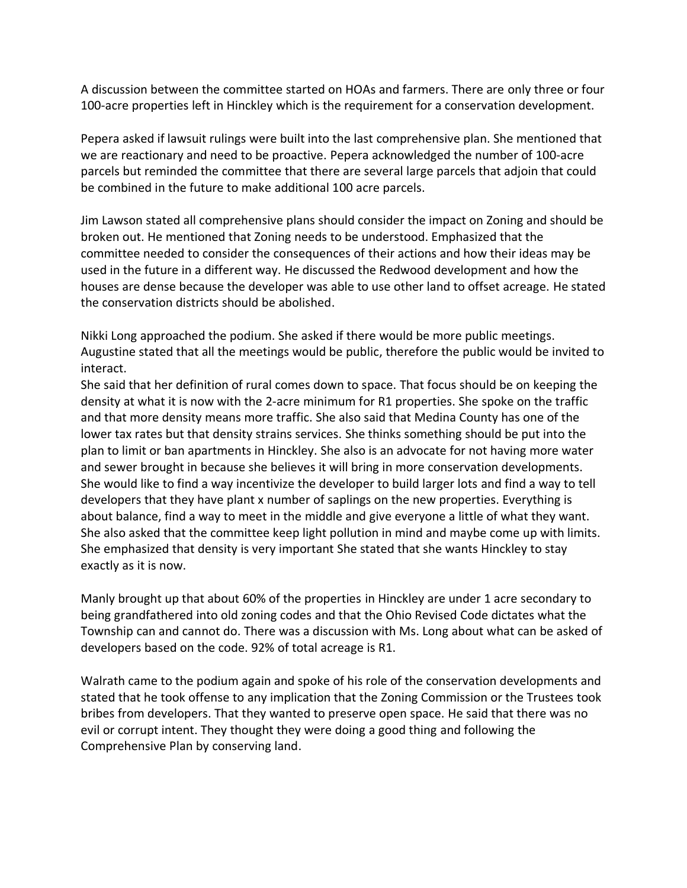A discussion between the committee started on HOAs and farmers. There are only three or four 100-acre properties left in Hinckley which is the requirement for a conservation development.

Pepera asked if lawsuit rulings were built into the last comprehensive plan. She mentioned that we are reactionary and need to be proactive. Pepera acknowledged the number of 100-acre parcels but reminded the committee that there are several large parcels that adjoin that could be combined in the future to make additional 100 acre parcels.

Jim Lawson stated all comprehensive plans should consider the impact on Zoning and should be broken out. He mentioned that Zoning needs to be understood. Emphasized that the committee needed to consider the consequences of their actions and how their ideas may be used in the future in a different way. He discussed the Redwood development and how the houses are dense because the developer was able to use other land to offset acreage. He stated the conservation districts should be abolished.

Nikki Long approached the podium. She asked if there would be more public meetings. Augustine stated that all the meetings would be public, therefore the public would be invited to interact.
She said that her definition of rural comes down to space. That focus should be on keeping the density at what it is now with the 2-acre minimum for R1 properties. She spoke on the traffic and that more density means more traffic. She also said that Medina County has one of the lower tax rates but that density strains services. She thinks something should be put into the plan to limit or ban apartments in Hinckley. She also is an advocate for not having more water and sewer brought in because she believes it will bring in more conservation developments. She would like to find a way incentivize the developer to build larger lots and find a way to tell developers that they have plant x number of saplings on the new properties. Everything is about balance, find a way to meet in the middle and give everyone a little of what they want. She also asked that the committee keep light pollution in mind and maybe come up with limits. She emphasized that density is very important She stated that she wants Hinckley to stay exactly as it is now.

Manly brought up that about 60% of the properties in Hinckley are under 1 acre secondary to being grandfathered into old zoning codes and that the Ohio Revised Code dictates what the Township can and cannot do. There was a discussion with Ms. Long about what can be asked of developers based on the code. 92% of total acreage is R1.

Walrath came to the podium again and spoke of his role of the conservation developments and stated that he took offense to any implication that the Zoning Commission or the Trustees took bribes from developers. That they wanted to preserve open space. He said that there was no evil or corrupt intent. They thought they were doing a good thing and following the Comprehensive Plan by conserving land.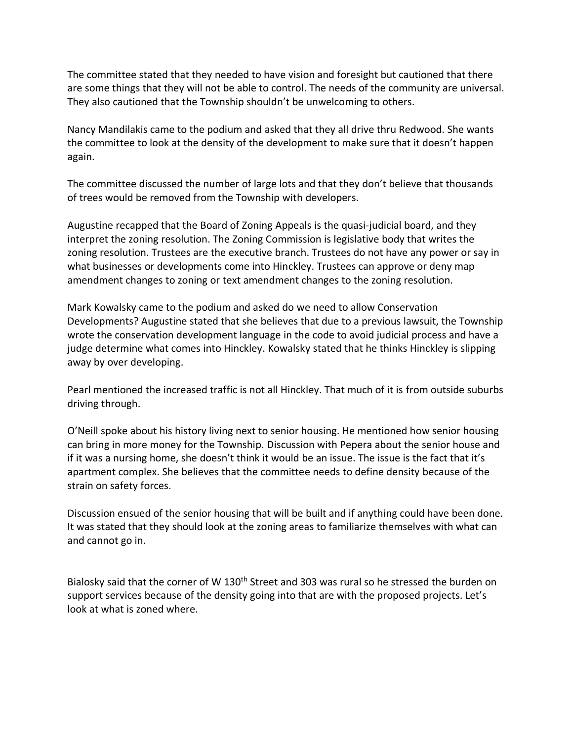The committee stated that they needed to have vision and foresight but cautioned that there are some things that they will not be able to control. The needs of the community are universal. They also cautioned that the Township shouldn't be unwelcoming to others.

Nancy Mandilakis came to the podium and asked that they all drive thru Redwood. She wants the committee to look at the density of the development to make sure that it doesn't happen again.

The committee discussed the number of large lots and that they don't believe that thousands of trees would be removed from the Township with developers.

Augustine recapped that the Board of Zoning Appeals is the quasi-judicial board, and they interpret the zoning resolution. The Zoning Commission is legislative body that writes the zoning resolution. Trustees are the executive branch. Trustees do not have any power or say in what businesses or developments come into Hinckley. Trustees can approve or deny map amendment changes to zoning or text amendment changes to the zoning resolution.

Mark Kowalsky came to the podium and asked do we need to allow Conservation Developments? Augustine stated that she believes that due to a previous lawsuit, the Township wrote the conservation development language in the code to avoid judicial process and have a judge determine what comes into Hinckley. Kowalsky stated that he thinks Hinckley is slipping away by over developing.

Pearl mentioned the increased traffic is not all Hinckley. That much of it is from outside suburbs driving through.

O'Neill spoke about his history living next to senior housing. He mentioned how senior housing can bring in more money for the Township. Discussion with Pepera about the senior house and if it was a nursing home, she doesn't think it would be an issue. The issue is the fact that it's apartment complex. She believes that the committee needs to define density because of the strain on safety forces.

Discussion ensued of the senior housing that will be built and if anything could have been done. It was stated that they should look at the zoning areas to familiarize themselves with what can and cannot go in.

Bialosky said that the corner of W 130th Street and 303 was rural so he stressed the burden on support services because of the density going into that are with the proposed projects. Let's look at what is zoned where.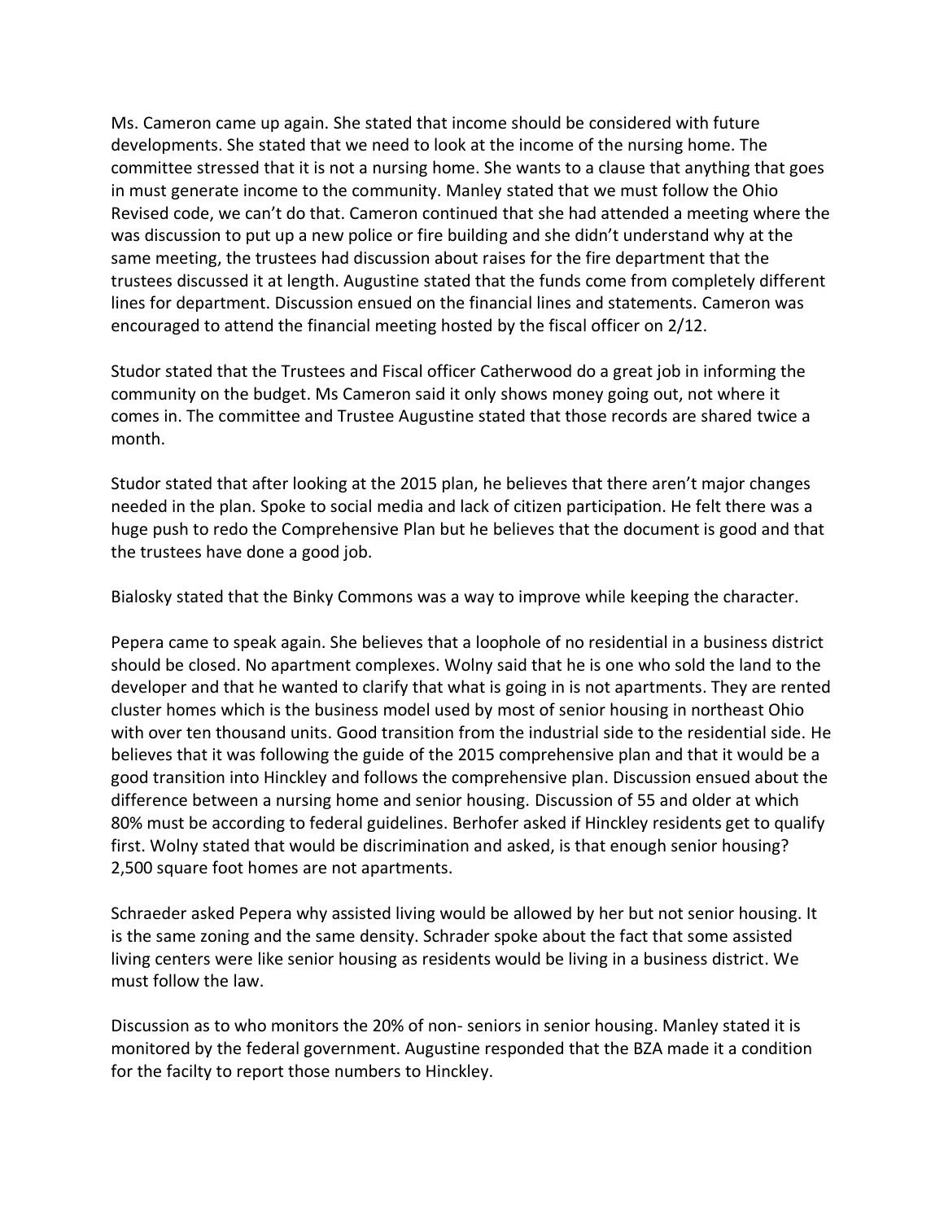Ms. Cameron came up again. She stated that income should be considered with future developments. She stated that we need to look at the income of the nursing home. The committee stressed that it is not a nursing home. She wants to a clause that anything that goes in must generate income to the community. Manley stated that we must follow the Ohio Revised code, we can't do that. Cameron continued that she had attended a meeting where the was discussion to put up a new police or fire building and she didn't understand why at the same meeting, the trustees had discussion about raises for the fire department that the trustees discussed it at length. Augustine stated that the funds come from completely different lines for department. Discussion ensued on the financial lines and statements. Cameron was encouraged to attend the financial meeting hosted by the fiscal officer on 2/12.

Studor stated that the Trustees and Fiscal officer Catherwood do a great job in informing the community on the budget. Ms Cameron said it only shows money going out, not where it comes in. The committee and Trustee Augustine stated that those records are shared twice a month.

Studor stated that after looking at the 2015 plan, he believes that there aren't major changes needed in the plan. Spoke to social media and lack of citizen participation. He felt there was a huge push to redo the Comprehensive Plan but he believes that the document is good and that the trustees have done a good job.

Bialosky stated that the Binky Commons was a way to improve while keeping the character.

Pepera came to speak again. She believes that a loophole of no residential in a business district should be closed. No apartment complexes. Wolny said that he is one who sold the land to the developer and that he wanted to clarify that what is going in is not apartments. They are rented cluster homes which is the business model used by most of senior housing in northeast Ohio with over ten thousand units. Good transition from the industrial side to the residential side. He believes that it was following the guide of the 2015 comprehensive plan and that it would be a good transition into Hinckley and follows the comprehensive plan. Discussion ensued about the difference between a nursing home and senior housing. Discussion of 55 and older at which 80% must be according to federal guidelines. Berhofer asked if Hinckley residents get to qualify first. Wolny stated that would be discrimination and asked, is that enough senior housing? 2,500 square foot homes are not apartments.

Schraeder asked Pepera why assisted living would be allowed by her but not senior housing. It is the same zoning and the same density. Schrader spoke about the fact that some assisted living centers were like senior housing as residents would be living in a business district. We must follow the law.

Discussion as to who monitors the 20% of non- seniors in senior housing. Manley stated it is monitored by the federal government. Augustine responded that the BZA made it a condition for the facilty to report those numbers to Hinckley.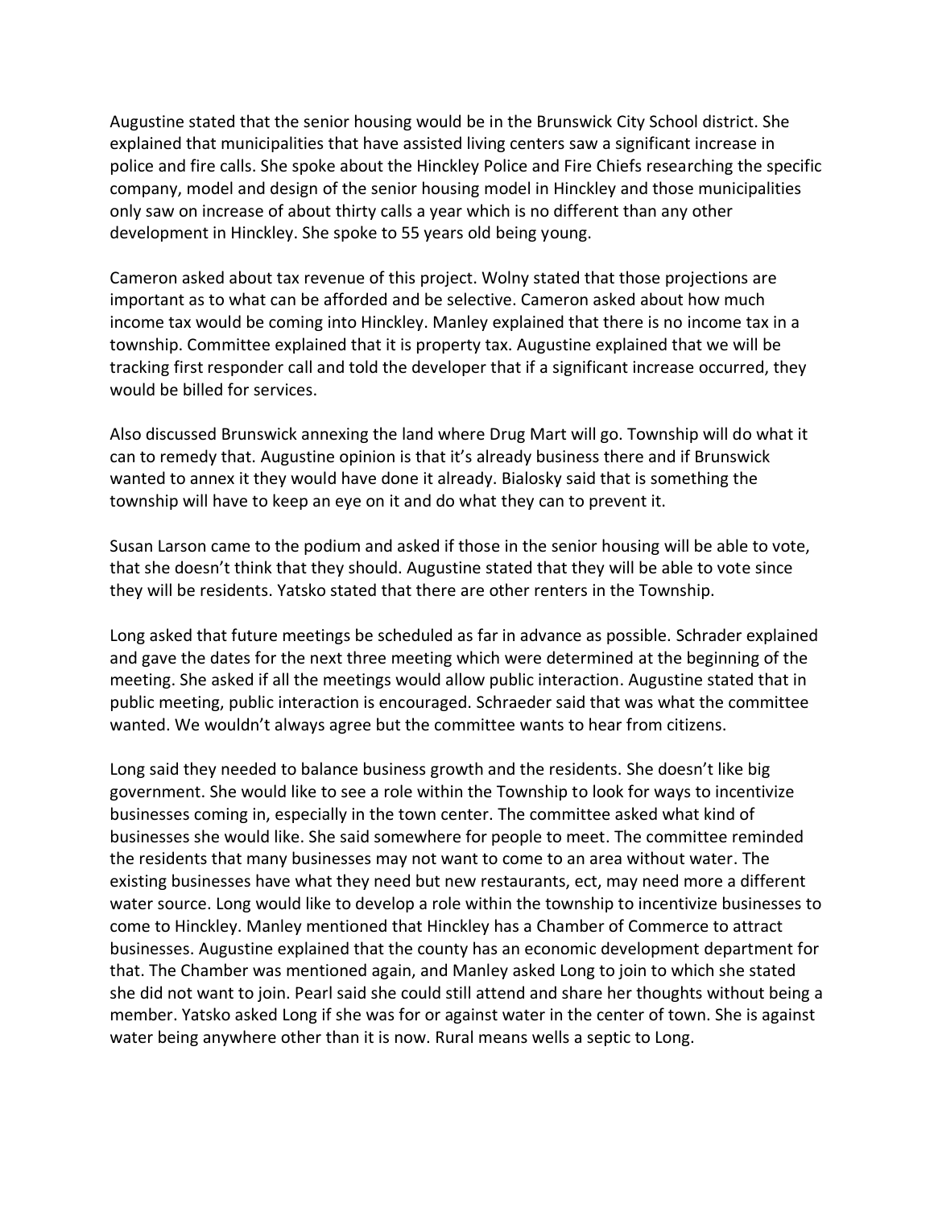Augustine stated that the senior housing would be in the Brunswick City School district. She explained that municipalities that have assisted living centers saw a significant increase in police and fire calls. She spoke about the Hinckley Police and Fire Chiefs researching the specific company, model and design of the senior housing model in Hinckley and those municipalities only saw on increase of about thirty calls a year which is no different than any other development in Hinckley. She spoke to 55 years old being young.

Cameron asked about tax revenue of this project. Wolny stated that those projections are important as to what can be afforded and be selective. Cameron asked about how much income tax would be coming into Hinckley. Manley explained that there is no income tax in a township. Committee explained that it is property tax. Augustine explained that we will be tracking first responder call and told the developer that if a significant increase occurred, they would be billed for services.

Also discussed Brunswick annexing the land where Drug Mart will go. Township will do what it can to remedy that. Augustine opinion is that it's already business there and if Brunswick wanted to annex it they would have done it already. Bialosky said that is something the township will have to keep an eye on it and do what they can to prevent it.

Susan Larson came to the podium and asked if those in the senior housing will be able to vote, that she doesn't think that they should. Augustine stated that they will be able to vote since they will be residents. Yatsko stated that there are other renters in the Township.

Long asked that future meetings be scheduled as far in advance as possible. Schrader explained and gave the dates for the next three meeting which were determined at the beginning of the meeting. She asked if all the meetings would allow public interaction. Augustine stated that in public meeting, public interaction is encouraged. Schraeder said that was what the committee wanted. We wouldn't always agree but the committee wants to hear from citizens.

Long said they needed to balance business growth and the residents. She doesn't like big government. She would like to see a role within the Township to look for ways to incentivize businesses coming in, especially in the town center. The committee asked what kind of businesses she would like. She said somewhere for people to meet. The committee reminded the residents that many businesses may not want to come to an area without water. The existing businesses have what they need but new restaurants, ect, may need more a different water source. Long would like to develop a role within the township to incentivize businesses to come to Hinckley. Manley mentioned that Hinckley has a Chamber of Commerce to attract businesses. Augustine explained that the county has an economic development department for that. The Chamber was mentioned again, and Manley asked Long to join to which she stated she did not want to join. Pearl said she could still attend and share her thoughts without being a member. Yatsko asked Long if she was for or against water in the center of town. She is against water being anywhere other than it is now. Rural means wells a septic to Long.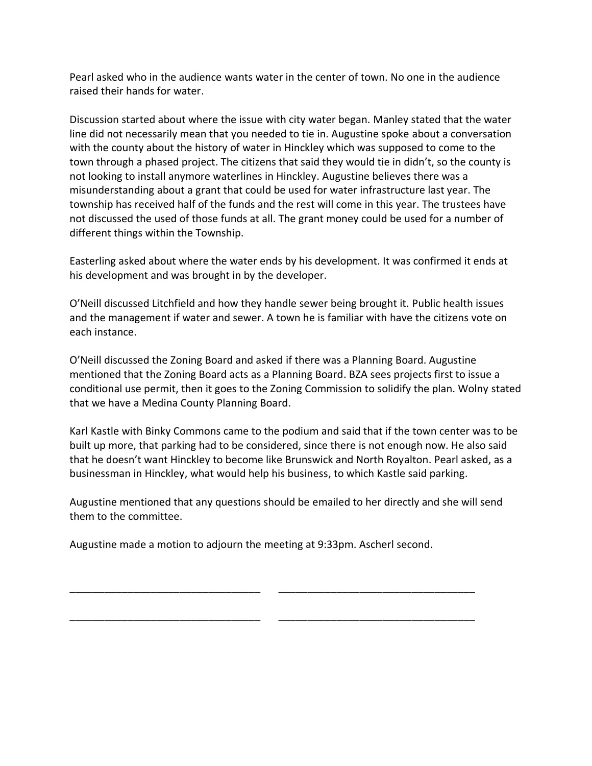Pearl asked who in the audience wants water in the center of town. No one in the audience raised their hands for water.

Discussion started about where the issue with city water began. Manley stated that the water line did not necessarily mean that you needed to tie in. Augustine spoke about a conversation with the county about the history of water in Hinckley which was supposed to come to the town through a phased project. The citizens that said they would tie in didn't, so the county is not looking to install anymore waterlines in Hinckley. Augustine believes there was a misunderstanding about a grant that could be used for water infrastructure last year. The township has received half of the funds and the rest will come in this year. The trustees have not discussed the used of those funds at all. The grant money could be used for a number of different things within the Township.

Easterling asked about where the water ends by his development. It was confirmed it ends at his development and was brought in by the developer.

O'Neill discussed Litchfield and how they handle sewer being brought it. Public health issues and the management if water and sewer. A town he is familiar with have the citizens vote on each instance.

O'Neill discussed the Zoning Board and asked if there was a Planning Board. Augustine mentioned that the Zoning Board acts as a Planning Board. BZA sees projects first to issue a conditional use permit, then it goes to the Zoning Commission to solidify the plan. Wolny stated that we have a Medina County Planning Board.

Karl Kastle with Binky Commons came to the podium and said that if the town center was to be built up more, that parking had to be considered, since there is not enough now. He also said that he doesn't want Hinckley to become like Brunswick and North Royalton. Pearl asked, as a businessman in Hinckley, what would help his business, to which Kastle said parking.

Augustine mentioned that any questions should be emailed to her directly and she will send them to the committee.

Augustine made a motion to adjourn the meeting at 9:33pm. Ascherl second.

_________________________________ _________________________________

_________________________________ _________________________________